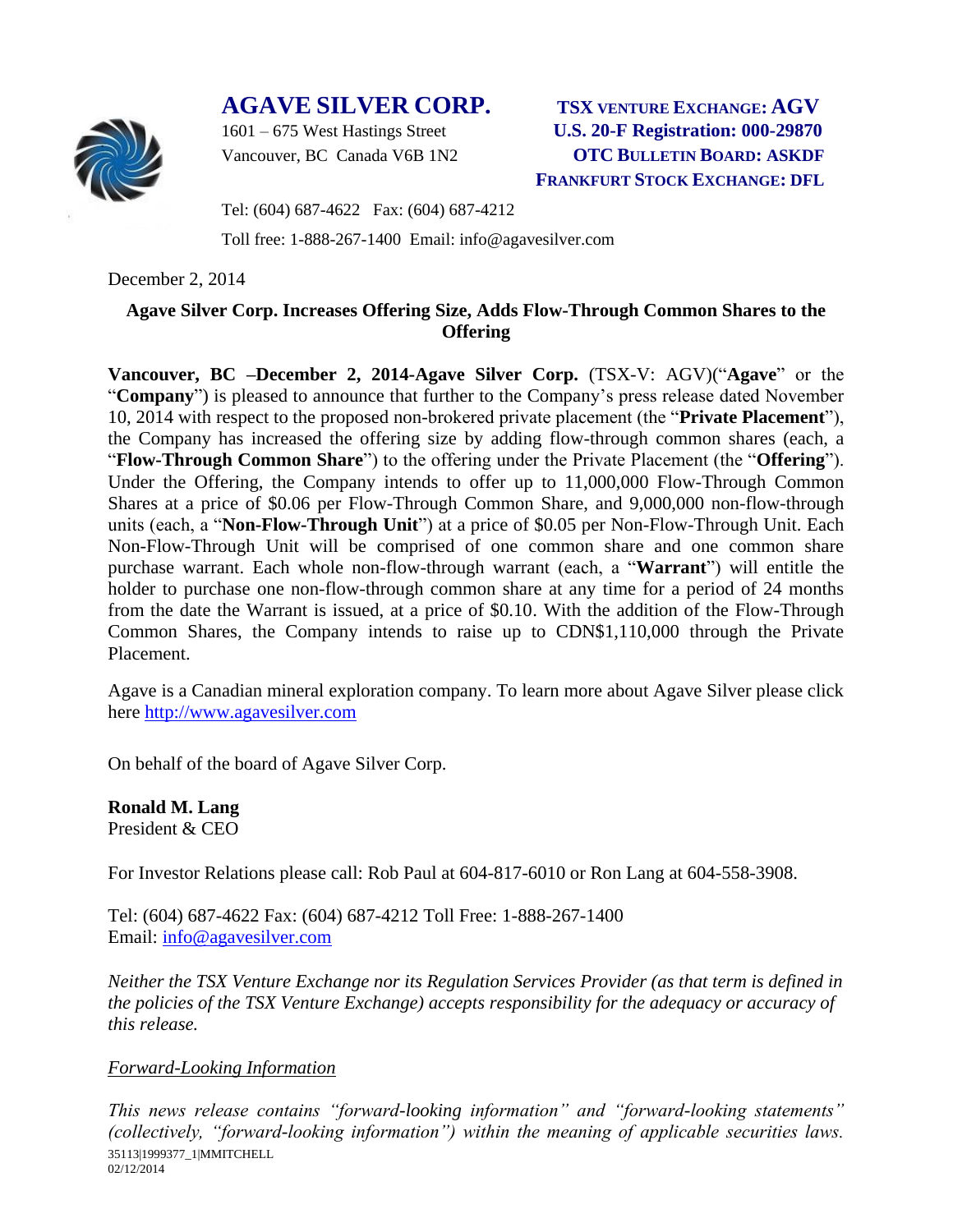# AGAVE SILVER CORP.

1601 – 675 West Hastings Street
Vancouver, BC Canada V6B 1N2

**TSX VENTURE EXCHANGE: AGV**
**U.S. 20-F Registration: 000-29870**
**OTC BULLETIN BOARD: ASKDF**
**FRANKFURT STOCK EXCHANGE: DFL**

Tel: (604) 687-4622 Fax: (604) 687-4212

Toll free: 1-888-267-1400 Email: info@agavesilver.com

December 2, 2014

## Agave Silver Corp. Increases Offering Size, Adds Flow-Through Common Shares to the Offering

**Vancouver, BC –December 2, 2014-Agave Silver Corp.** (TSX-V: AGV)("**Agave**" or the "**Company**") is pleased to announce that further to the Company's press release dated November 10, 2014 with respect to the proposed non-brokered private placement (the "**Private Placement**"), the Company has increased the offering size by adding flow-through common shares (each, a "**Flow-Through Common Share**") to the offering under the Private Placement (the "**Offering**"). Under the Offering, the Company intends to offer up to 11,000,000 Flow-Through Common Shares at a price of $0.06 per Flow-Through Common Share, and 9,000,000 non-flow-through units (each, a "**Non-Flow-Through Unit**") at a price of $0.05 per Non-Flow-Through Unit. Each Non-Flow-Through Unit will be comprised of one common share and one common share purchase warrant. Each whole non-flow-through warrant (each, a "**Warrant**") will entitle the holder to purchase one non-flow-through common share at any time for a period of 24 months from the date the Warrant is issued, at a price of $0.10. With the addition of the Flow-Through Common Shares, the Company intends to raise up to CDN$1,110,000 through the Private Placement.

Agave is a Canadian mineral exploration company. To learn more about Agave Silver please click here http://www.agavesilver.com

On behalf of the board of Agave Silver Corp.

**Ronald M. Lang**
President & CEO

For Investor Relations please call: Rob Paul at 604-817-6010 or Ron Lang at 604-558-3908.

Tel: (604) 687-4622 Fax: (604) 687-4212 Toll Free: 1-888-267-1400
Email: info@agavesilver.com

*Neither the TSX Venture Exchange nor its Regulation Services Provider (as that term is defined in the policies of the TSX Venture Exchange) accepts responsibility for the adequacy or accuracy of this release.*

*Forward-Looking Information*

*This news release contains "forward-looking information" and "forward-looking statements" (collectively, "forward-looking information") within the meaning of applicable securities laws.*

35113|1999377_1|MMITCHELL
02/12/2014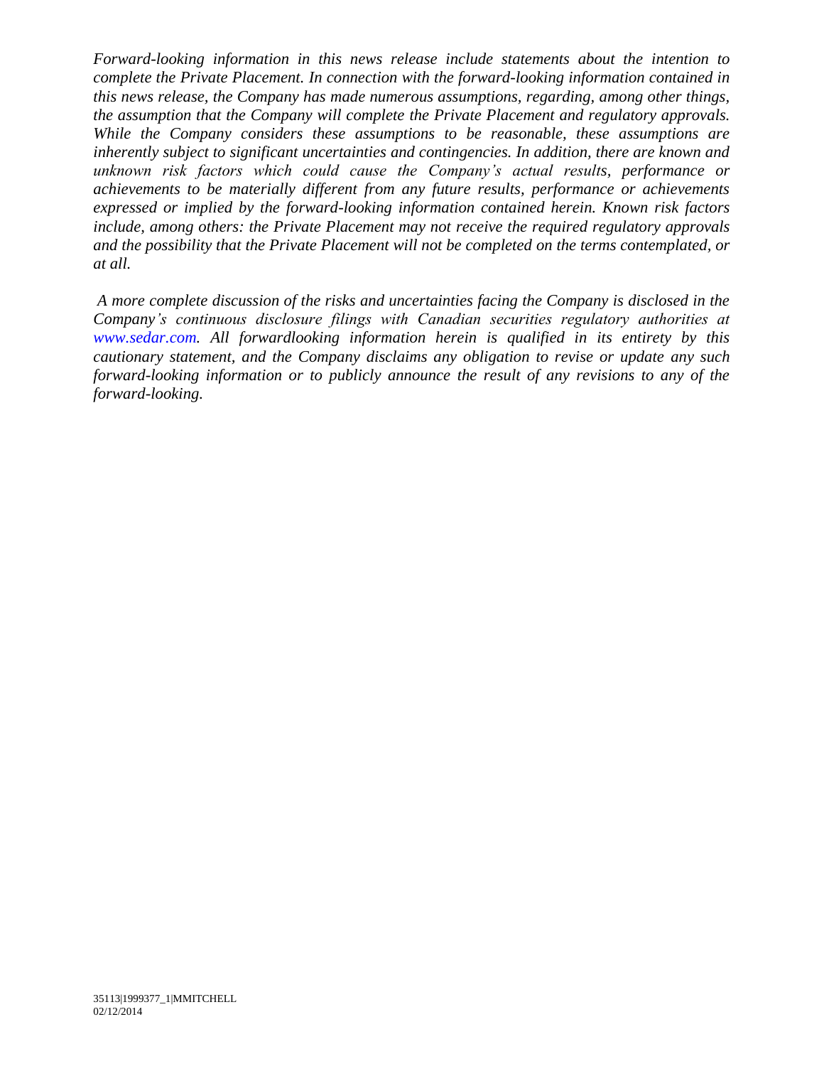*Forward-looking information in this news release include statements about the intention to complete the Private Placement. In connection with the forward-looking information contained in this news release, the Company has made numerous assumptions, regarding, among other things, the assumption that the Company will complete the Private Placement and regulatory approvals. While the Company considers these assumptions to be reasonable, these assumptions are inherently subject to significant uncertainties and contingencies. In addition, there are known and unknown risk factors which could cause the Company's actual results, performance or achievements to be materially different from any future results, performance or achievements expressed or implied by the forward-looking information contained herein. Known risk factors include, among others: the Private Placement may not receive the required regulatory approvals and the possibility that the Private Placement will not be completed on the terms contemplated, or at all.*

*A more complete discussion of the risks and uncertainties facing the Company is disclosed in the Company's continuous disclosure filings with Canadian securities regulatory authorities at www.sedar.com. All forwardlooking information herein is qualified in its entirety by this cautionary statement, and the Company disclaims any obligation to revise or update any such forward-looking information or to publicly announce the result of any revisions to any of the forward-looking.*

35113|1999377_1|MMITCHELL
02/12/2014